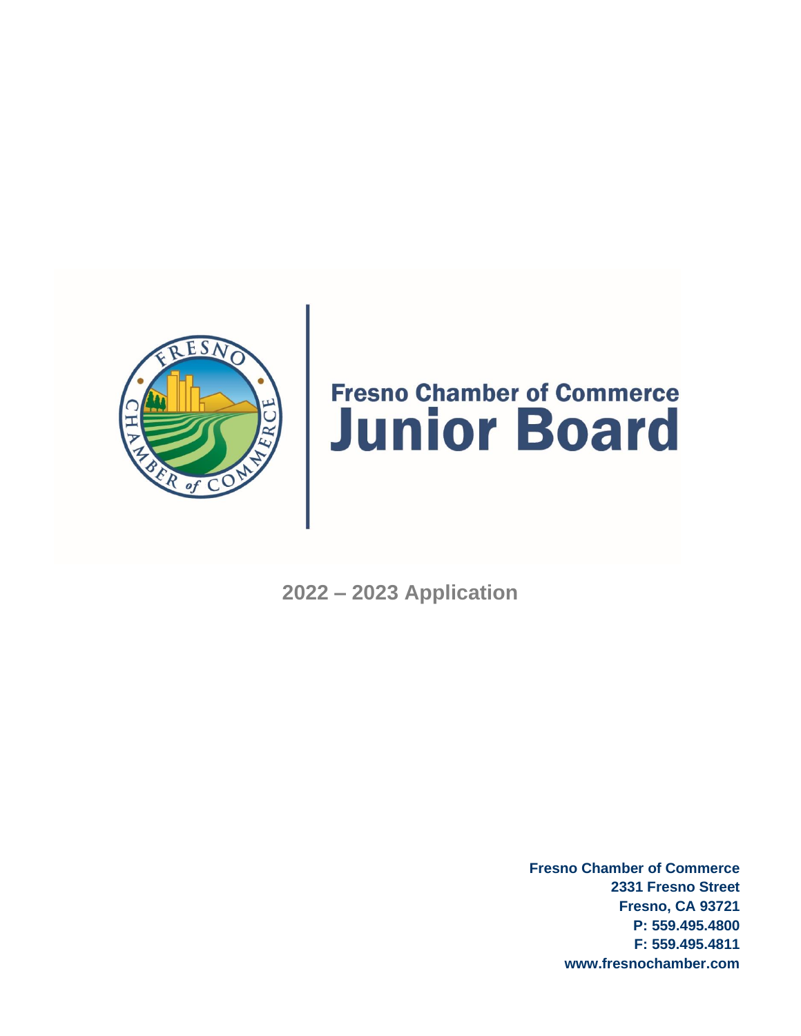# Fresno Chamber of Commerce Junior Board

## 2022 – 2023 Application

**Fresno Chamber of Commerce**
**2331 Fresno Street**
**Fresno, CA 93721**
**P: 559.495.4800**
**F: 559.495.4811**
**www.fresnochamber.com**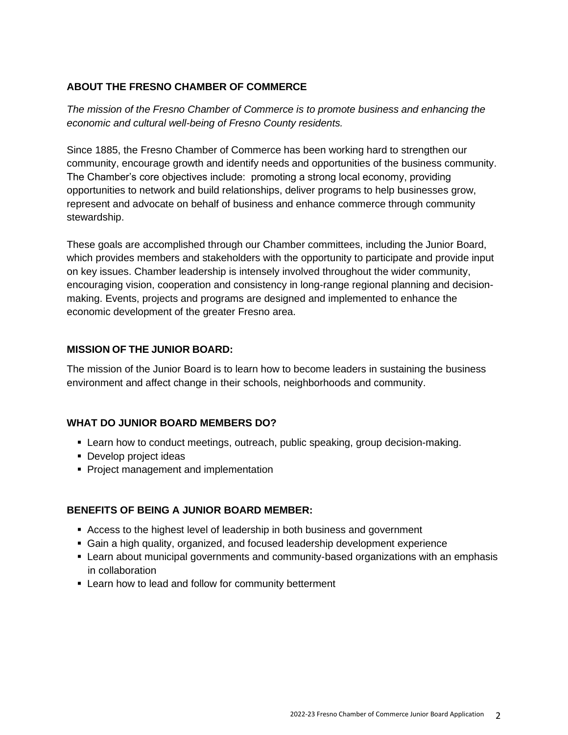## ABOUT THE FRESNO CHAMBER OF COMMERCE

*The mission of the Fresno Chamber of Commerce is to promote business and enhancing the economic and cultural well-being of Fresno County residents.*

Since 1885, the Fresno Chamber of Commerce has been working hard to strengthen our community, encourage growth and identify needs and opportunities of the business community. The Chamber's core objectives include: promoting a strong local economy, providing opportunities to network and build relationships, deliver programs to help businesses grow, represent and advocate on behalf of business and enhance commerce through community stewardship.

These goals are accomplished through our Chamber committees, including the Junior Board, which provides members and stakeholders with the opportunity to participate and provide input on key issues. Chamber leadership is intensely involved throughout the wider community, encouraging vision, cooperation and consistency in long-range regional planning and decision-making. Events, projects and programs are designed and implemented to enhance the economic development of the greater Fresno area.

## MISSION OF THE JUNIOR BOARD:

The mission of the Junior Board is to learn how to become leaders in sustaining the business environment and affect change in their schools, neighborhoods and community.

## WHAT DO JUNIOR BOARD MEMBERS DO?

- Learn how to conduct meetings, outreach, public speaking, group decision-making.
- Develop project ideas
- Project management and implementation

## BENEFITS OF BEING A JUNIOR BOARD MEMBER:

- Access to the highest level of leadership in both business and government
- Gain a high quality, organized, and focused leadership development experience
- Learn about municipal governments and community-based organizations with an emphasis in collaboration
- Learn how to lead and follow for community betterment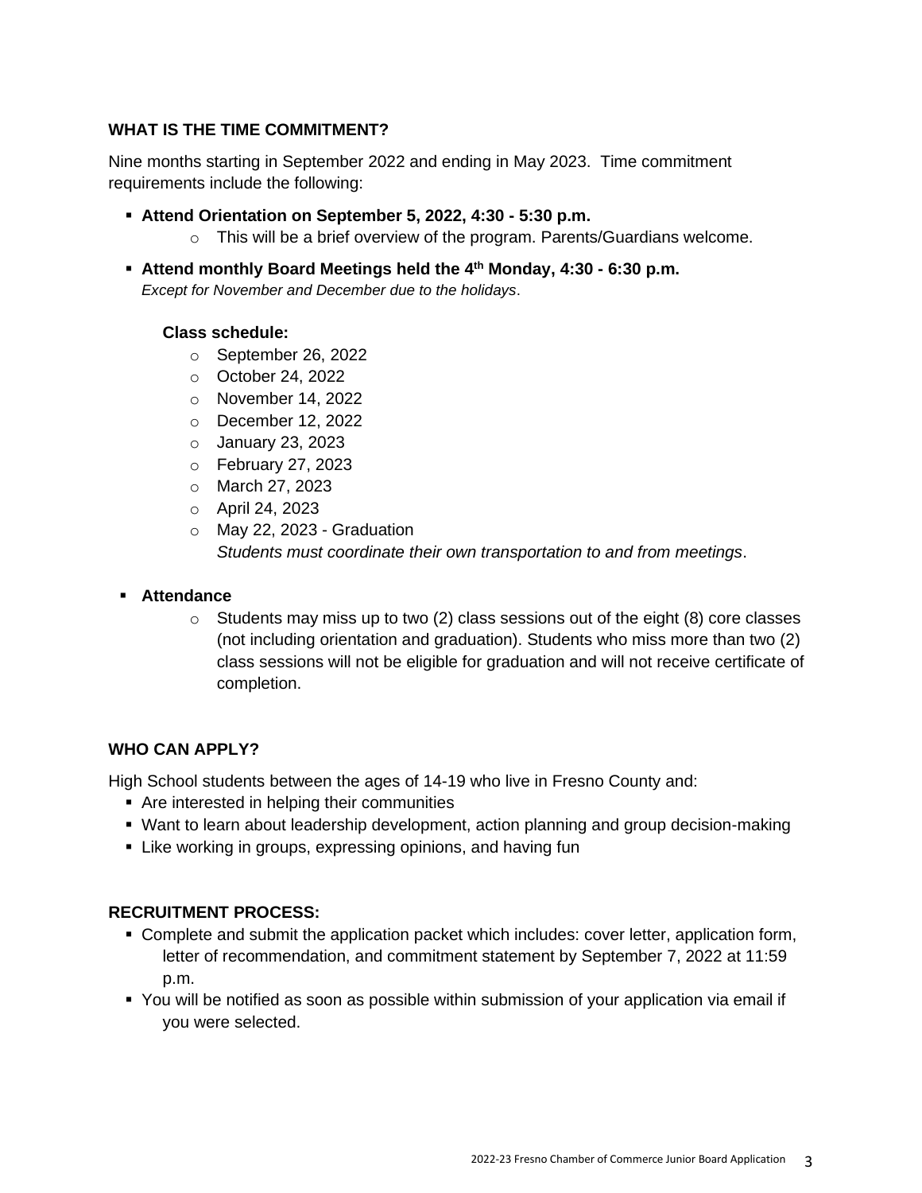**WHAT IS THE TIME COMMITMENT?**

Nine months starting in September 2022 and ending in May 2023. Time commitment requirements include the following:

- **Attend Orientation on September 5, 2022, 4:30 - 5:30 p.m.**
  - This will be a brief overview of the program. Parents/Guardians welcome.
- **Attend monthly Board Meetings held the 4th Monday, 4:30 - 6:30 p.m.**
  *Except for November and December due to the holidays*.

  **Class schedule:**
  - September 26, 2022
  - October 24, 2022
  - November 14, 2022
  - December 12, 2022
  - January 23, 2023
  - February 27, 2023
  - March 27, 2023
  - April 24, 2023
  - May 22, 2023 - Graduation
    *Students must coordinate their own transportation to and from meetings*.

- **Attendance**
  - Students may miss up to two (2) class sessions out of the eight (8) core classes (not including orientation and graduation). Students who miss more than two (2) class sessions will not be eligible for graduation and will not receive certificate of completion.

**WHO CAN APPLY?**

High School students between the ages of 14-19 who live in Fresno County and:

- Are interested in helping their communities
- Want to learn about leadership development, action planning and group decision-making
- Like working in groups, expressing opinions, and having fun

**RECRUITMENT PROCESS:**

- Complete and submit the application packet which includes: cover letter, application form, letter of recommendation, and commitment statement by September 7, 2022 at 11:59 p.m.
- You will be notified as soon as possible within submission of your application via email if you were selected.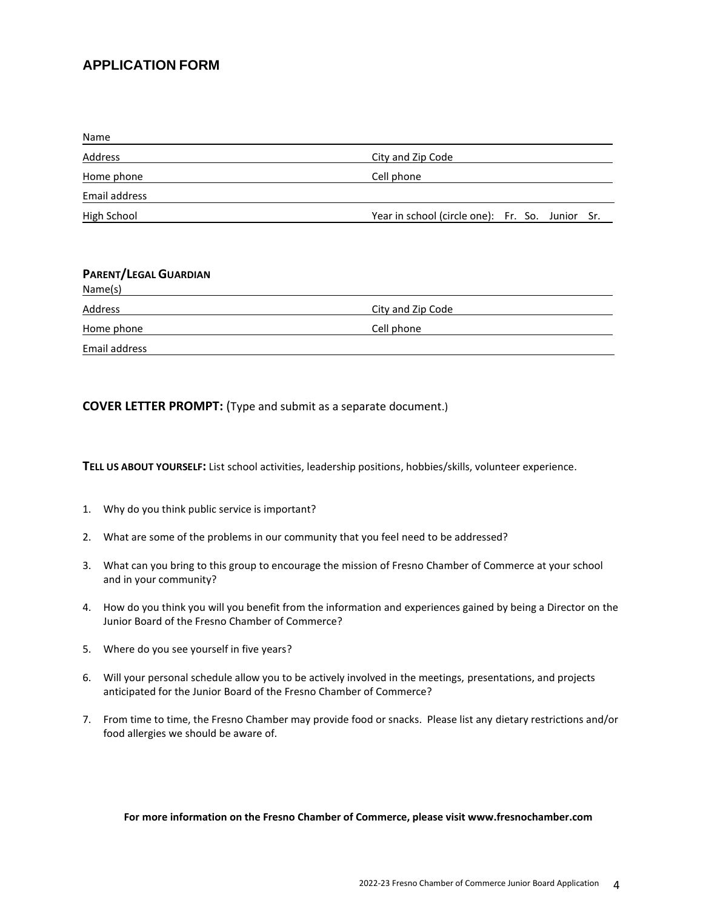## APPLICATION FORM

Name ____________________________________________

Address ____________________ City and Zip Code ____________________

Home phone ____________________ Cell phone ____________________

Email address ____________________________________________

High School ____________________ Year in school (circle one): Fr. So. Junior Sr.

**PARENT/LEGAL GUARDIAN**

Name(s) ____________________________________________

Address ____________________ City and Zip Code ____________________

Home phone ____________________ Cell phone ____________________

Email address ____________________________________________

**COVER LETTER PROMPT:** (Type and submit as a separate document.)

**TELL US ABOUT YOURSELF:** List school activities, leadership positions, hobbies/skills, volunteer experience.

1. Why do you think public service is important?
2. What are some of the problems in our community that you feel need to be addressed?
3. What can you bring to this group to encourage the mission of Fresno Chamber of Commerce at your school and in your community?
4. How do you think you will you benefit from the information and experiences gained by being a Director on the Junior Board of the Fresno Chamber of Commerce?
5. Where do you see yourself in five years?
6. Will your personal schedule allow you to be actively involved in the meetings, presentations, and projects anticipated for the Junior Board of the Fresno Chamber of Commerce?
7. From time to time, the Fresno Chamber may provide food or snacks. Please list any dietary restrictions and/or food allergies we should be aware of.

**For more information on the Fresno Chamber of Commerce, please visit www.fresnochamber.com**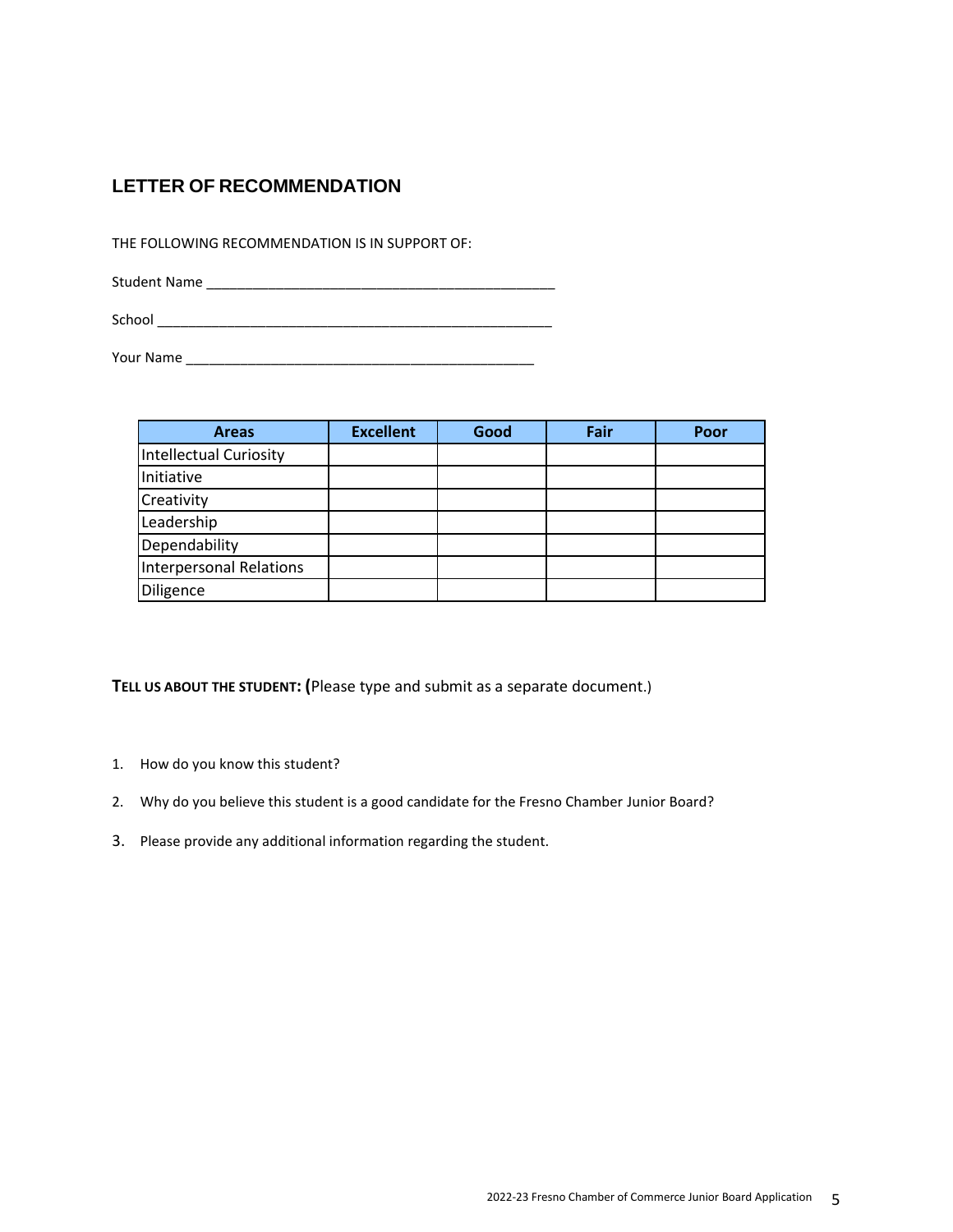## LETTER OF RECOMMENDATION

THE FOLLOWING RECOMMENDATION IS IN SUPPORT OF:

Student Name _______________________________________________

School _____________________________________________________

Your Name _______________________________________________

| Areas | Excellent | Good | Fair | Poor |
|---|---|---|---|---|
| Intellectual Curiosity | | | | |
| Initiative | | | | |
| Creativity | | | | |
| Leadership | | | | |
| Dependability | | | | |
| Interpersonal Relations | | | | |
| Diligence | | | | |

**TELL US ABOUT THE STUDENT: (**Please type and submit as a separate document.)

1. How do you know this student?
2. Why do you believe this student is a good candidate for the Fresno Chamber Junior Board?
3. Please provide any additional information regarding the student.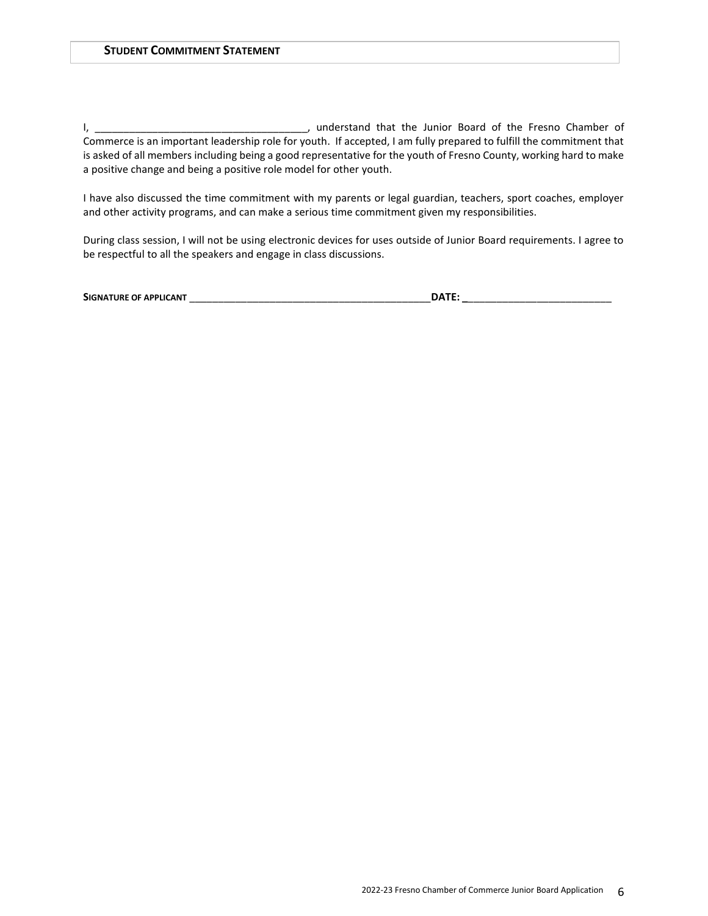## STUDENT COMMITMENT STATEMENT

I, _____________________________________, understand that the Junior Board of the Fresno Chamber of Commerce is an important leadership role for youth. If accepted, I am fully prepared to fulfill the commitment that is asked of all members including being a good representative for the youth of Fresno County, working hard to make a positive change and being a positive role model for other youth.

I have also discussed the time commitment with my parents or legal guardian, teachers, sport coaches, employer and other activity programs, and can make a serious time commitment given my responsibilities.

During class session, I will not be using electronic devices for uses outside of Junior Board requirements. I agree to be respectful to all the speakers and engage in class discussions.

**SIGNATURE OF APPLICANT** _____________________________________________**DATE:** ___________________________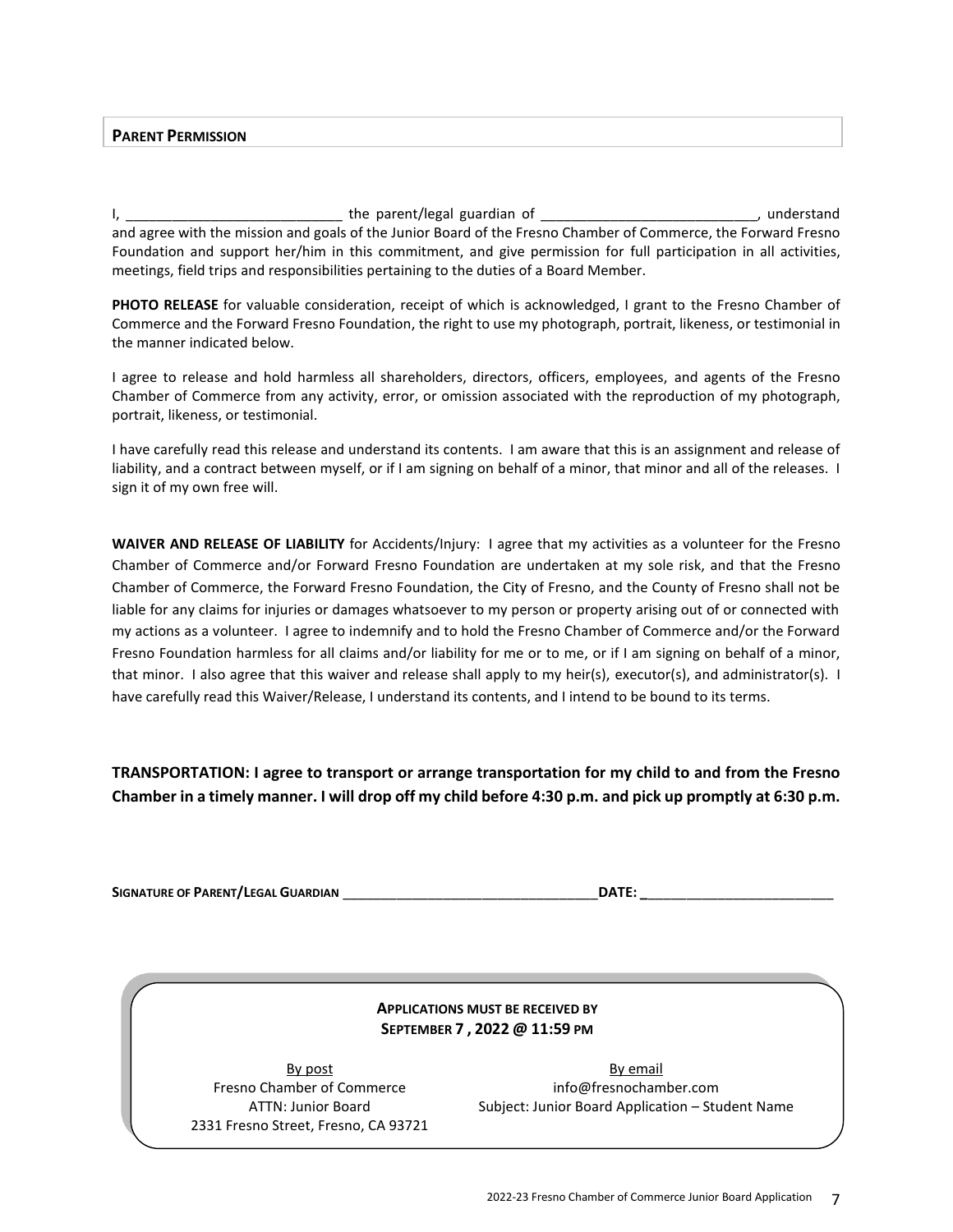## PARENT PERMISSION

I, ____________________________ the parent/legal guardian of ____________________________, understand and agree with the mission and goals of the Junior Board of the Fresno Chamber of Commerce, the Forward Fresno Foundation and support her/him in this commitment, and give permission for full participation in all activities, meetings, field trips and responsibilities pertaining to the duties of a Board Member.

**PHOTO RELEASE** for valuable consideration, receipt of which is acknowledged, I grant to the Fresno Chamber of Commerce and the Forward Fresno Foundation, the right to use my photograph, portrait, likeness, or testimonial in the manner indicated below.

I agree to release and hold harmless all shareholders, directors, officers, employees, and agents of the Fresno Chamber of Commerce from any activity, error, or omission associated with the reproduction of my photograph, portrait, likeness, or testimonial.

I have carefully read this release and understand its contents. I am aware that this is an assignment and release of liability, and a contract between myself, or if I am signing on behalf of a minor, that minor and all of the releases. I sign it of my own free will.

**WAIVER AND RELEASE OF LIABILITY** for Accidents/Injury: I agree that my activities as a volunteer for the Fresno Chamber of Commerce and/or Forward Fresno Foundation are undertaken at my sole risk, and that the Fresno Chamber of Commerce, the Forward Fresno Foundation, the City of Fresno, and the County of Fresno shall not be liable for any claims for injuries or damages whatsoever to my person or property arising out of or connected with my actions as a volunteer. I agree to indemnify and to hold the Fresno Chamber of Commerce and/or the Forward Fresno Foundation harmless for all claims and/or liability for me or to me, or if I am signing on behalf of a minor, that minor. I also agree that this waiver and release shall apply to my heir(s), executor(s), and administrator(s). I have carefully read this Waiver/Release, I understand its contents, and I intend to be bound to its terms.

**TRANSPORTATION: I agree to transport or arrange transportation for my child to and from the Fresno Chamber in a timely manner. I will drop off my child before 4:30 p.m. and pick up promptly at 6:30 p.m.**

**SIGNATURE OF PARENT/LEGAL GUARDIAN** _________________________________ **DATE:** _________________________

**APPLICATIONS MUST BE RECEIVED BY**
**SEPTEMBER 7 , 2022 @ 11:59 PM**

By post
Fresno Chamber of Commerce
ATTN: Junior Board
2331 Fresno Street, Fresno, CA 93721

By email
info@fresnochamber.com
Subject: Junior Board Application – Student Name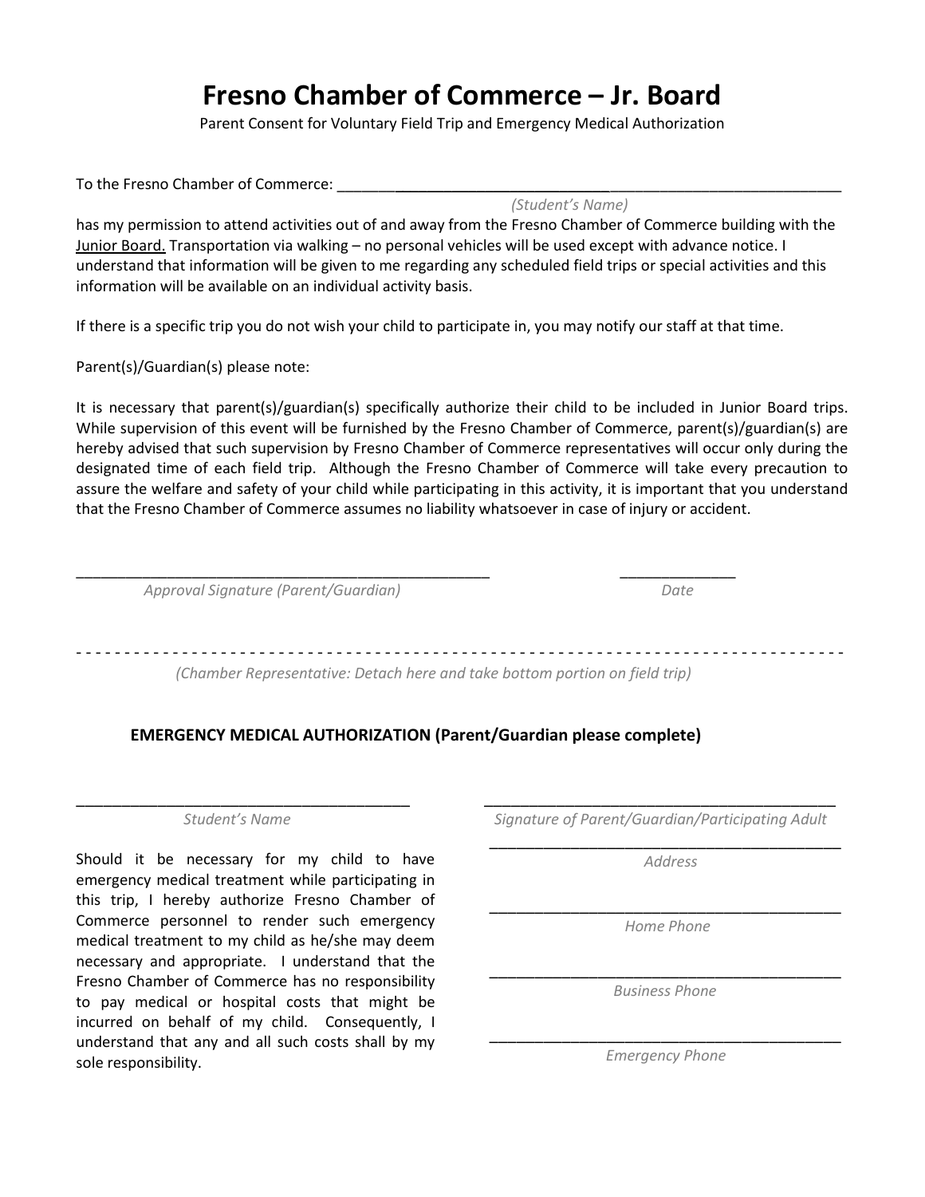# Fresno Chamber of Commerce – Jr. Board

Parent Consent for Voluntary Field Trip and Emergency Medical Authorization

To the Fresno Chamber of Commerce: ______________________________________________________________

*(Student's Name)*

has my permission to attend activities out of and away from the Fresno Chamber of Commerce building with the Junior Board. Transportation via walking – no personal vehicles will be used except with advance notice. I understand that information will be given to me regarding any scheduled field trips or special activities and this information will be available on an individual activity basis.

If there is a specific trip you do not wish your child to participate in, you may notify our staff at that time.

Parent(s)/Guardian(s) please note:

It is necessary that parent(s)/guardian(s) specifically authorize their child to be included in Junior Board trips. While supervision of this event will be furnished by the Fresno Chamber of Commerce, parent(s)/guardian(s) are hereby advised that such supervision by Fresno Chamber of Commerce representatives will occur only during the designated time of each field trip. Although the Fresno Chamber of Commerce will take every precaution to assure the welfare and safety of your child while participating in this activity, it is important that you understand that the Fresno Chamber of Commerce assumes no liability whatsoever in case of injury or accident.

____________________________________________________ ______________

*Approval Signature (Parent/Guardian)* *Date*

- - - - - - - - - - - - - - - - - - - - - - - - - - - - - - - - - - - - - - - - - - - - - - - - - - - - - - - - - - - - - - - - - - - - - - - - - - -

*(Chamber Representative: Detach here and take bottom portion on field trip)*

**EMERGENCY MEDICAL AUTHORIZATION (Parent/Guardian please complete)**

__________________________________________

*Student's Name*

Should it be necessary for my child to have emergency medical treatment while participating in this trip, I hereby authorize Fresno Chamber of Commerce personnel to render such emergency medical treatment to my child as he/she may deem necessary and appropriate. I understand that the Fresno Chamber of Commerce has no responsibility to pay medical or hospital costs that might be incurred on behalf of my child. Consequently, I understand that any and all such costs shall by my sole responsibility.

____________________________________________

*Signature of Parent/Guardian/Participating Adult*

____________________________________________

*Address*

____________________________________________

*Home Phone*

____________________________________________

*Business Phone*

____________________________________________

*Emergency Phone*